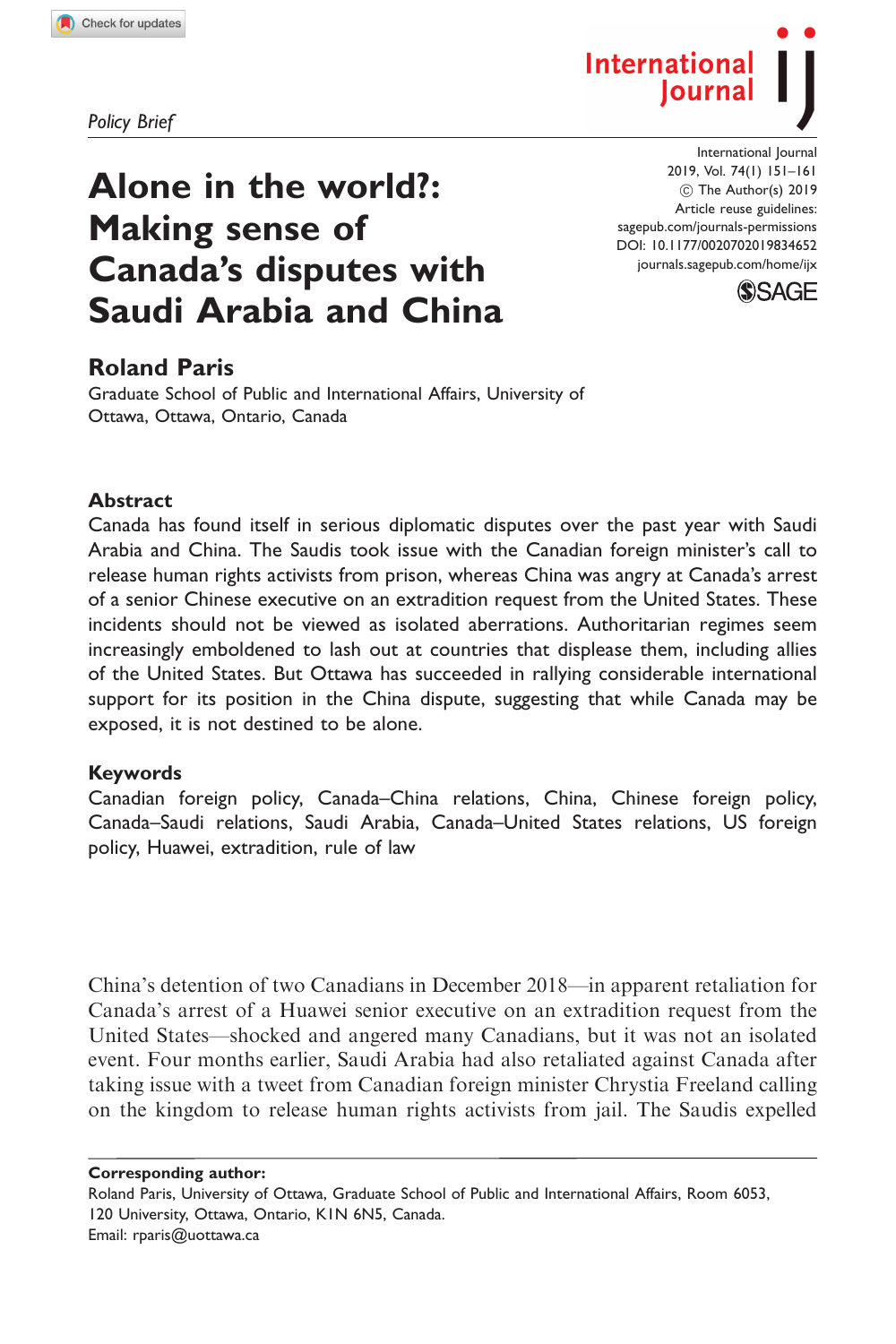Policy Brief

# Alone in the world?: Making sense of Canada's disputes with Saudi Arabia and China

## Roland Paris

Graduate School of Public and International Affairs, University of Ottawa, Ottawa, Ontario, Canada

### Abstract

Canada has found itself in serious diplomatic disputes over the past year with Saudi Arabia and China. The Saudis took issue with the Canadian foreign minister's call to release human rights activists from prison, whereas China was angry at Canada's arrest of a senior Chinese executive on an extradition request from the United States. These incidents should not be viewed as isolated aberrations. Authoritarian regimes seem increasingly emboldened to lash out at countries that displease them, including allies of the United States. But Ottawa has succeeded in rallying considerable international support for its position in the China dispute, suggesting that while Canada may be exposed, it is not destined to be alone.

### Keywords

Canadian foreign policy, Canada–China relations, China, Chinese foreign policy, Canada–Saudi relations, Saudi Arabia, Canada–United States relations, US foreign policy, Huawei, extradition, rule of law

China's detention of two Canadians in December 2018—in apparent retaliation for Canada's arrest of a Huawei senior executive on an extradition request from the United States—shocked and angered many Canadians, but it was not an isolated event. Four months earlier, Saudi Arabia had also retaliated against Canada after taking issue with a tweet from Canadian foreign minister Chrystia Freeland calling on the kingdom to release human rights activists from jail. The Saudis expelled

**Corresponding author:**
Roland Paris, University of Ottawa, Graduate School of Public and International Affairs, Room 6053, 120 University, Ottawa, Ontario, K1N 6N5, Canada.
Email: rparis@uottawa.ca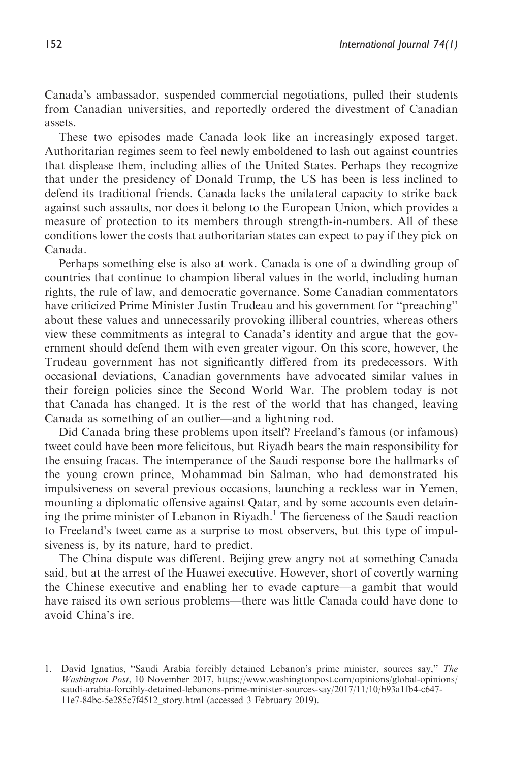Canada's ambassador, suspended commercial negotiations, pulled their students from Canadian universities, and reportedly ordered the divestment of Canadian assets.

These two episodes made Canada look like an increasingly exposed target. Authoritarian regimes seem to feel newly emboldened to lash out against countries that displease them, including allies of the United States. Perhaps they recognize that under the presidency of Donald Trump, the US has been is less inclined to defend its traditional friends. Canada lacks the unilateral capacity to strike back against such assaults, nor does it belong to the European Union, which provides a measure of protection to its members through strength-in-numbers. All of these conditions lower the costs that authoritarian states can expect to pay if they pick on Canada.

Perhaps something else is also at work. Canada is one of a dwindling group of countries that continue to champion liberal values in the world, including human rights, the rule of law, and democratic governance. Some Canadian commentators have criticized Prime Minister Justin Trudeau and his government for "preaching" about these values and unnecessarily provoking illiberal countries, whereas others view these commitments as integral to Canada's identity and argue that the government should defend them with even greater vigour. On this score, however, the Trudeau government has not significantly differed from its predecessors. With occasional deviations, Canadian governments have advocated similar values in their foreign policies since the Second World War. The problem today is not that Canada has changed. It is the rest of the world that has changed, leaving Canada as something of an outlier—and a lightning rod.

Did Canada bring these problems upon itself? Freeland's famous (or infamous) tweet could have been more felicitous, but Riyadh bears the main responsibility for the ensuing fracas. The intemperance of the Saudi response bore the hallmarks of the young crown prince, Mohammad bin Salman, who had demonstrated his impulsiveness on several previous occasions, launching a reckless war in Yemen, mounting a diplomatic offensive against Qatar, and by some accounts even detaining the prime minister of Lebanon in Riyadh.[1] The fierceness of the Saudi reaction to Freeland's tweet came as a surprise to most observers, but this type of impulsiveness is, by its nature, hard to predict.

The China dispute was different. Beijing grew angry not at something Canada said, but at the arrest of the Huawei executive. However, short of covertly warning the Chinese executive and enabling her to evade capture—a gambit that would have raised its own serious problems—there was little Canada could have done to avoid China's ire.

---

1. David Ignatius, "Saudi Arabia forcibly detained Lebanon's prime minister, sources say," *The Washington Post*, 10 November 2017, https://www.washingtonpost.com/opinions/global-opinions/saudi-arabia-forcibly-detained-lebanons-prime-minister-sources-say/2017/11/10/b93a1fb4-c647-11e7-84bc-5e285c7f4512_story.html (accessed 3 February 2019).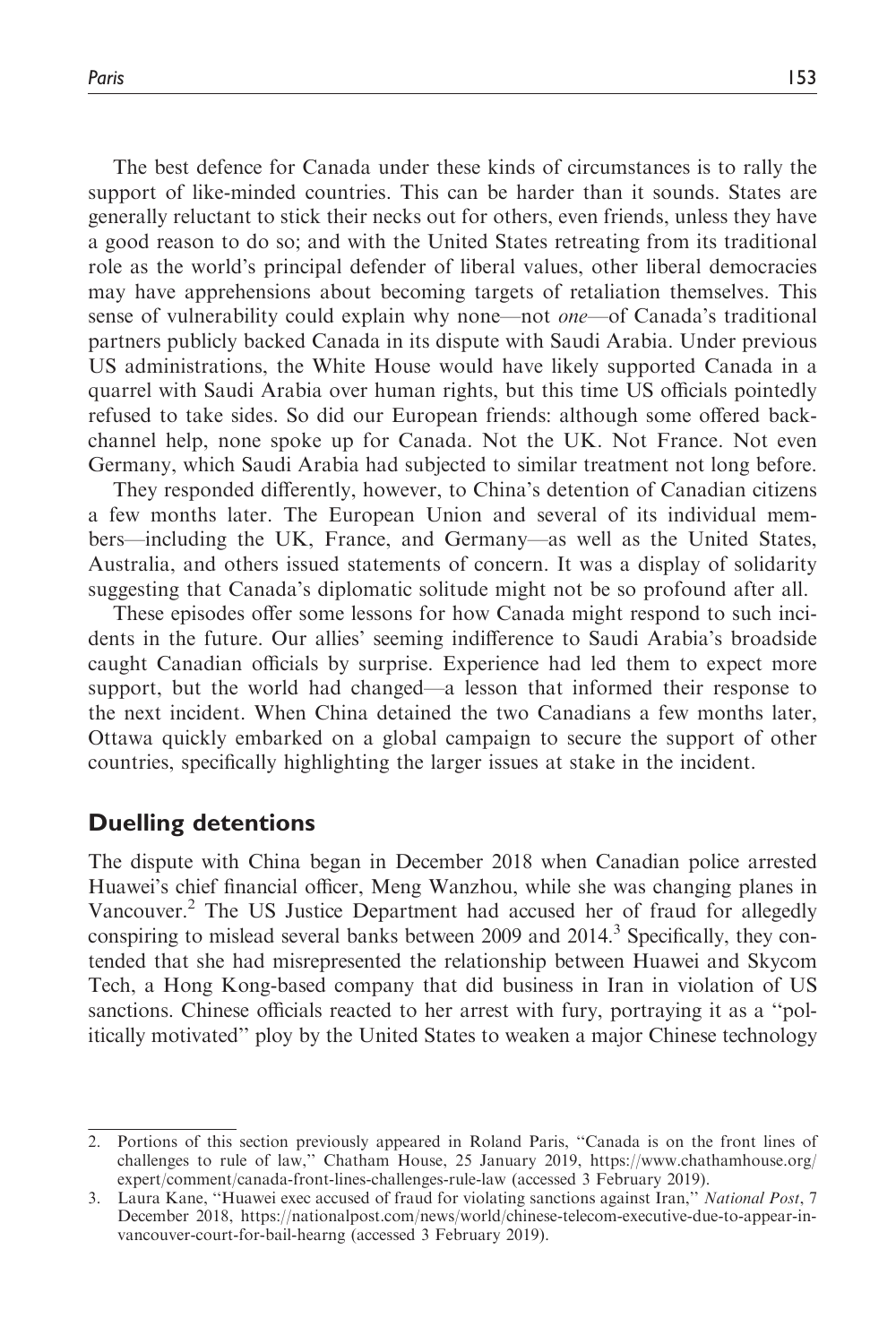The best defence for Canada under these kinds of circumstances is to rally the support of like-minded countries. This can be harder than it sounds. States are generally reluctant to stick their necks out for others, even friends, unless they have a good reason to do so; and with the United States retreating from its traditional role as the world's principal defender of liberal values, other liberal democracies may have apprehensions about becoming targets of retaliation themselves. This sense of vulnerability could explain why none—not *one*—of Canada's traditional partners publicly backed Canada in its dispute with Saudi Arabia. Under previous US administrations, the White House would have likely supported Canada in a quarrel with Saudi Arabia over human rights, but this time US officials pointedly refused to take sides. So did our European friends: although some offered back-channel help, none spoke up for Canada. Not the UK. Not France. Not even Germany, which Saudi Arabia had subjected to similar treatment not long before.

They responded differently, however, to China's detention of Canadian citizens a few months later. The European Union and several of its individual members—including the UK, France, and Germany—as well as the United States, Australia, and others issued statements of concern. It was a display of solidarity suggesting that Canada's diplomatic solitude might not be so profound after all.

These episodes offer some lessons for how Canada might respond to such incidents in the future. Our allies' seeming indifference to Saudi Arabia's broadside caught Canadian officials by surprise. Experience had led them to expect more support, but the world had changed—a lesson that informed their response to the next incident. When China detained the two Canadians a few months later, Ottawa quickly embarked on a global campaign to secure the support of other countries, specifically highlighting the larger issues at stake in the incident.

## Duelling detentions

The dispute with China began in December 2018 when Canadian police arrested Huawei's chief financial officer, Meng Wanzhou, while she was changing planes in Vancouver.[2] The US Justice Department had accused her of fraud for allegedly conspiring to mislead several banks between 2009 and 2014.[3] Specifically, they contended that she had misrepresented the relationship between Huawei and Skycom Tech, a Hong Kong-based company that did business in Iran in violation of US sanctions. Chinese officials reacted to her arrest with fury, portraying it as a "politically motivated" ploy by the United States to weaken a major Chinese technology

2. Portions of this section previously appeared in Roland Paris, "Canada is on the front lines of challenges to rule of law," Chatham House, 25 January 2019, https://www.chathamhouse.org/expert/comment/canada-front-lines-challenges-rule-law (accessed 3 February 2019).

3. Laura Kane, "Huawei exec accused of fraud for violating sanctions against Iran," *National Post*, 7 December 2018, https://nationalpost.com/news/world/chinese-telecom-executive-due-to-appear-in-vancouver-court-for-bail-hearng (accessed 3 February 2019).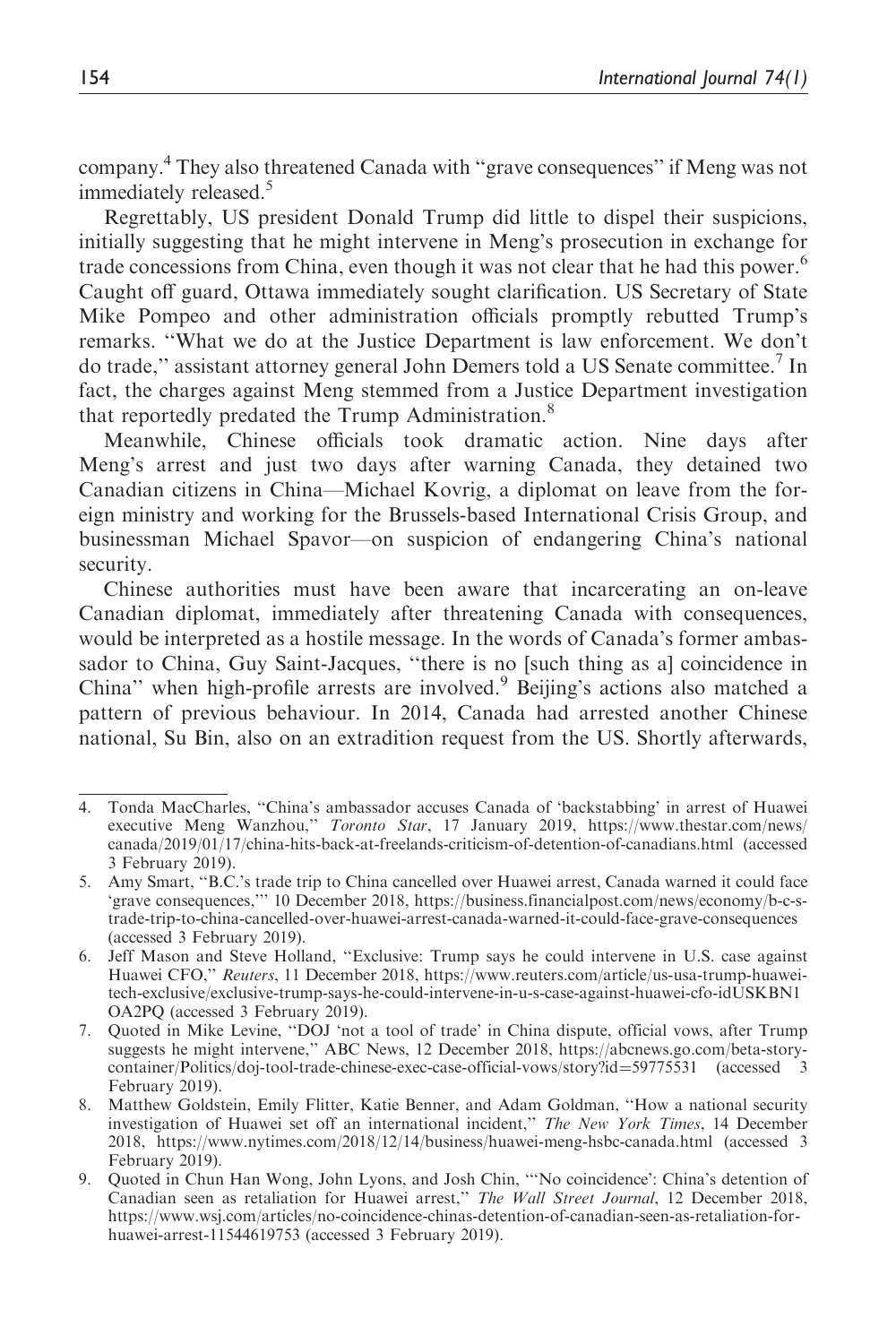company.[4] They also threatened Canada with "grave consequences" if Meng was not immediately released.[5]

Regrettably, US president Donald Trump did little to dispel their suspicions, initially suggesting that he might intervene in Meng's prosecution in exchange for trade concessions from China, even though it was not clear that he had this power.[6] Caught off guard, Ottawa immediately sought clarification. US Secretary of State Mike Pompeo and other administration officials promptly rebutted Trump's remarks. "What we do at the Justice Department is law enforcement. We don't do trade," assistant attorney general John Demers told a US Senate committee.[7] In fact, the charges against Meng stemmed from a Justice Department investigation that reportedly predated the Trump Administration.[8]

Meanwhile, Chinese officials took dramatic action. Nine days after Meng's arrest and just two days after warning Canada, they detained two Canadian citizens in China—Michael Kovrig, a diplomat on leave from the foreign ministry and working for the Brussels-based International Crisis Group, and businessman Michael Spavor—on suspicion of endangering China's national security.

Chinese authorities must have been aware that incarcerating an on-leave Canadian diplomat, immediately after threatening Canada with consequences, would be interpreted as a hostile message. In the words of Canada's former ambassador to China, Guy Saint-Jacques, "there is no [such thing as a] coincidence in China" when high-profile arrests are involved.[9] Beijing's actions also matched a pattern of previous behaviour. In 2014, Canada had arrested another Chinese national, Su Bin, also on an extradition request from the US. Shortly afterwards,

---

4. Tonda MacCharles, "China's ambassador accuses Canada of 'backstabbing' in arrest of Huawei executive Meng Wanzhou," *Toronto Star*, 17 January 2019, https://www.thestar.com/news/canada/2019/01/17/china-hits-back-at-freelands-criticism-of-detention-of-canadians.html (accessed 3 February 2019).
5. Amy Smart, "B.C.'s trade trip to China cancelled over Huawei arrest, Canada warned it could face 'grave consequences,'" 10 December 2018, https://business.financialpost.com/news/economy/b-c-s-trade-trip-to-china-cancelled-over-huawei-arrest-canada-warned-it-could-face-grave-consequences (accessed 3 February 2019).
6. Jeff Mason and Steve Holland, "Exclusive: Trump says he could intervene in U.S. case against Huawei CFO," *Reuters*, 11 December 2018, https://www.reuters.com/article/us-usa-trump-huawei-tech-exclusive/exclusive-trump-says-he-could-intervene-in-u-s-case-against-huawei-cfo-idUSKBN1OA2PQ (accessed 3 February 2019).
7. Quoted in Mike Levine, "DOJ 'not a tool of trade' in China dispute, official vows, after Trump suggests he might intervene," ABC News, 12 December 2018, https://abcnews.go.com/beta-story-container/Politics/doj-tool-trade-chinese-exec-case-official-vows/story?id=59775531 (accessed 3 February 2019).
8. Matthew Goldstein, Emily Flitter, Katie Benner, and Adam Goldman, "How a national security investigation of Huawei set off an international incident," *The New York Times*, 14 December 2018, https://www.nytimes.com/2018/12/14/business/huawei-meng-hsbc-canada.html (accessed 3 February 2019).
9. Quoted in Chun Han Wong, John Lyons, and Josh Chin, "'No coincidence': China's detention of Canadian seen as retaliation for Huawei arrest," *The Wall Street Journal*, 12 December 2018, https://www.wsj.com/articles/no-coincidence-chinas-detention-of-canadian-seen-as-retaliation-for-huawei-arrest-11544619753 (accessed 3 February 2019).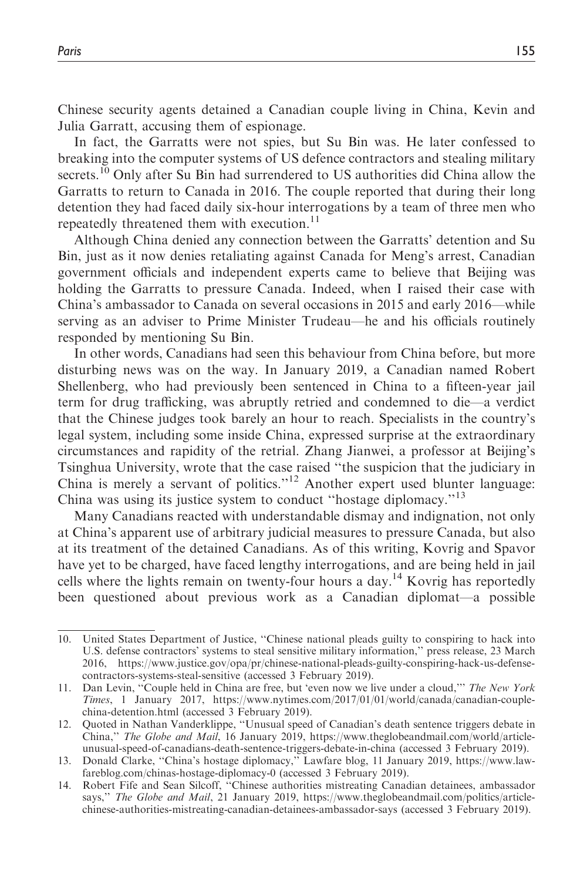Chinese security agents detained a Canadian couple living in China, Kevin and Julia Garratt, accusing them of espionage.

In fact, the Garratts were not spies, but Su Bin was. He later confessed to breaking into the computer systems of US defence contractors and stealing military secrets.[10] Only after Su Bin had surrendered to US authorities did China allow the Garratts to return to Canada in 2016. The couple reported that during their long detention they had faced daily six-hour interrogations by a team of three men who repeatedly threatened them with execution.[11]

Although China denied any connection between the Garratts' detention and Su Bin, just as it now denies retaliating against Canada for Meng's arrest, Canadian government officials and independent experts came to believe that Beijing was holding the Garratts to pressure Canada. Indeed, when I raised their case with China's ambassador to Canada on several occasions in 2015 and early 2016—while serving as an adviser to Prime Minister Trudeau—he and his officials routinely responded by mentioning Su Bin.

In other words, Canadians had seen this behaviour from China before, but more disturbing news was on the way. In January 2019, a Canadian named Robert Shellenberg, who had previously been sentenced in China to a fifteen-year jail term for drug trafficking, was abruptly retried and condemned to die—a verdict that the Chinese judges took barely an hour to reach. Specialists in the country's legal system, including some inside China, expressed surprise at the extraordinary circumstances and rapidity of the retrial. Zhang Jianwei, a professor at Beijing's Tsinghua University, wrote that the case raised "the suspicion that the judiciary in China is merely a servant of politics."[12] Another expert used blunter language: China was using its justice system to conduct "hostage diplomacy."[13]

Many Canadians reacted with understandable dismay and indignation, not only at China's apparent use of arbitrary judicial measures to pressure Canada, but also at its treatment of the detained Canadians. As of this writing, Kovrig and Spavor have yet to be charged, have faced lengthy interrogations, and are being held in jail cells where the lights remain on twenty-four hours a day.[14] Kovrig has reportedly been questioned about previous work as a Canadian diplomat—a possible

---

10. United States Department of Justice, "Chinese national pleads guilty to conspiring to hack into U.S. defense contractors' systems to steal sensitive military information," press release, 23 March 2016, https://www.justice.gov/opa/pr/chinese-national-pleads-guilty-conspiring-hack-us-defense-contractors-systems-steal-sensitive (accessed 3 February 2019).
11. Dan Levin, "Couple held in China are free, but 'even now we live under a cloud,'" *The New York Times*, 1 January 2017, https://www.nytimes.com/2017/01/01/world/canada/canadian-couple-china-detention.html (accessed 3 February 2019).
12. Quoted in Nathan Vanderklippe, "Unusual speed of Canadian's death sentence triggers debate in China," *The Globe and Mail*, 16 January 2019, https://www.theglobeandmail.com/world/article-unusual-speed-of-canadians-death-sentence-triggers-debate-in-china (accessed 3 February 2019).
13. Donald Clarke, "China's hostage diplomacy," Lawfare blog, 11 January 2019, https://www.lawfareblog.com/chinas-hostage-diplomacy-0 (accessed 3 February 2019).
14. Robert Fife and Sean Silcoff, "Chinese authorities mistreating Canadian detainees, ambassador says," *The Globe and Mail*, 21 January 2019, https://www.theglobeandmail.com/politics/article-chinese-authorities-mistreating-canadian-detainees-ambassador-says (accessed 3 February 2019).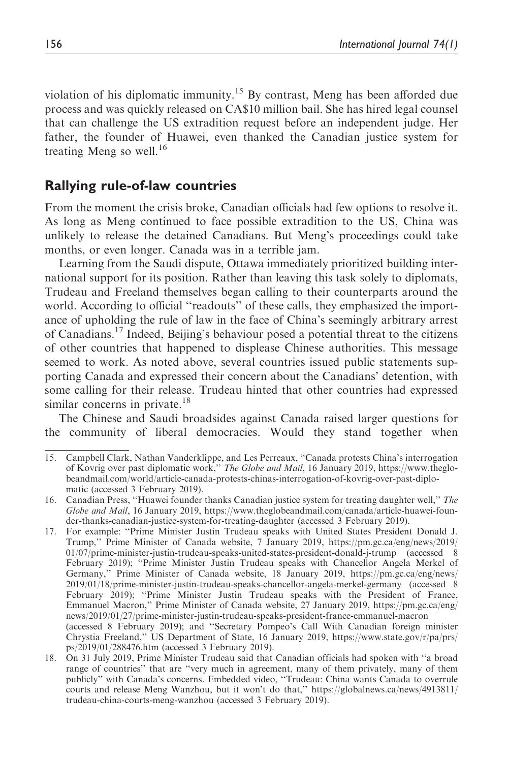violation of his diplomatic immunity.[15] By contrast, Meng has been afforded due process and was quickly released on CA$10 million bail. She has hired legal counsel that can challenge the US extradition request before an independent judge. Her father, the founder of Huawei, even thanked the Canadian justice system for treating Meng so well.[16]

## Rallying rule-of-law countries

From the moment the crisis broke, Canadian officials had few options to resolve it. As long as Meng continued to face possible extradition to the US, China was unlikely to release the detained Canadians. But Meng's proceedings could take months, or even longer. Canada was in a terrible jam.

Learning from the Saudi dispute, Ottawa immediately prioritized building international support for its position. Rather than leaving this task solely to diplomats, Trudeau and Freeland themselves began calling to their counterparts around the world. According to official ''readouts'' of these calls, they emphasized the importance of upholding the rule of law in the face of China's seemingly arbitrary arrest of Canadians.[17] Indeed, Beijing's behaviour posed a potential threat to the citizens of other countries that happened to displease Chinese authorities. This message seemed to work. As noted above, several countries issued public statements supporting Canada and expressed their concern about the Canadians' detention, with some calling for their release. Trudeau hinted that other countries had expressed similar concerns in private.[18]

The Chinese and Saudi broadsides against Canada raised larger questions for the community of liberal democracies. Would they stand together when

---

15. Campbell Clark, Nathan Vanderklippe, and Les Perreaux, ''Canada protests China's interrogation of Kovrig over past diplomatic work,'' *The Globe and Mail*, 16 January 2019, https://www.theglobeandmail.com/world/article-canada-protests-chinas-interrogation-of-kovrig-over-past-diplomatic (accessed 3 February 2019).
16. Canadian Press, ''Huawei founder thanks Canadian justice system for treating daughter well,'' *The Globe and Mail*, 16 January 2019, https://www.theglobeandmail.com/canada/article-huawei-founder-thanks-canadian-justice-system-for-treating-daughter (accessed 3 February 2019).
17. For example: ''Prime Minister Justin Trudeau speaks with United States President Donald J. Trump,'' Prime Minister of Canada website, 7 January 2019, https://pm.gc.ca/eng/news/2019/01/07/prime-minister-justin-trudeau-speaks-united-states-president-donald-j-trump (accessed 8 February 2019); ''Prime Minister Justin Trudeau speaks with Chancellor Angela Merkel of Germany,'' Prime Minister of Canada website, 18 January 2019, https://pm.gc.ca/eng/news/2019/01/18/prime-minister-justin-trudeau-speaks-chancellor-angela-merkel-germany (accessed 8 February 2019); ''Prime Minister Justin Trudeau speaks with the President of France, Emmanuel Macron,'' Prime Minister of Canada website, 27 January 2019, https://pm.gc.ca/eng/news/2019/01/27/prime-minister-justin-trudeau-speaks-president-france-emmanuel-macron (accessed 8 February 2019); and ''Secretary Pompeo's Call With Canadian foreign minister Chrystia Freeland,'' US Department of State, 16 January 2019, https://www.state.gov/r/pa/prs/ps/2019/01/288476.htm (accessed 3 February 2019).
18. On 31 July 2019, Prime Minister Trudeau said that Canadian officials had spoken with ''a broad range of countries'' that are ''very much in agreement, many of them privately, many of them publicly'' with Canada's concerns. Embedded video, ''Trudeau: China wants Canada to overrule courts and release Meng Wanzhou, but it won't do that,'' https://globalnews.ca/news/4913811/trudeau-china-courts-meng-wanzhou (accessed 3 February 2019).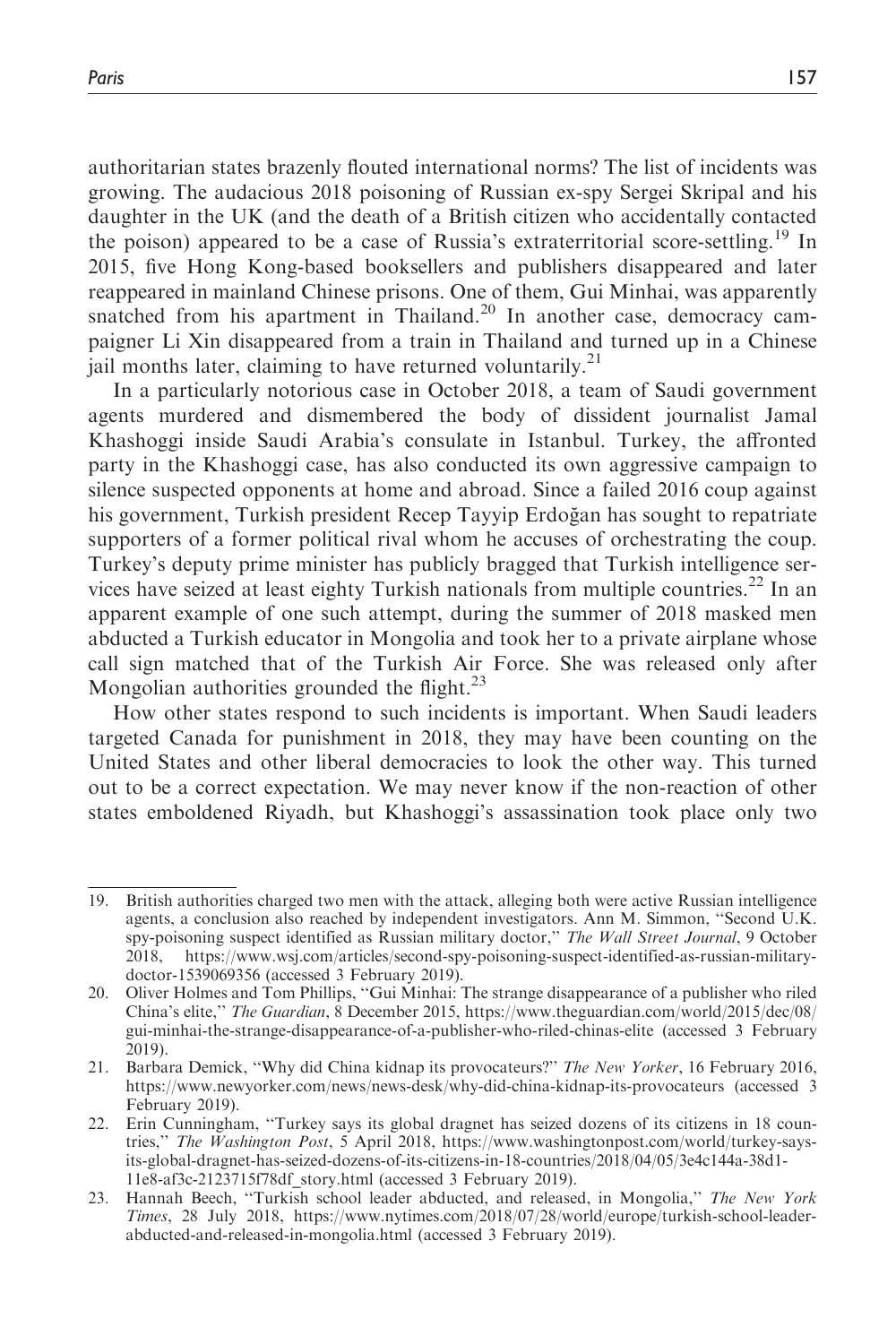authoritarian states brazenly flouted international norms? The list of incidents was growing. The audacious 2018 poisoning of Russian ex-spy Sergei Skripal and his daughter in the UK (and the death of a British citizen who accidentally contacted the poison) appeared to be a case of Russia's extraterritorial score-settling.[19] In 2015, five Hong Kong-based booksellers and publishers disappeared and later reappeared in mainland Chinese prisons. One of them, Gui Minhai, was apparently snatched from his apartment in Thailand.[20] In another case, democracy campaigner Li Xin disappeared from a train in Thailand and turned up in a Chinese jail months later, claiming to have returned voluntarily.[21]

In a particularly notorious case in October 2018, a team of Saudi government agents murdered and dismembered the body of dissident journalist Jamal Khashoggi inside Saudi Arabia's consulate in Istanbul. Turkey, the affronted party in the Khashoggi case, has also conducted its own aggressive campaign to silence suspected opponents at home and abroad. Since a failed 2016 coup against his government, Turkish president Recep Tayyip Erdoğan has sought to repatriate supporters of a former political rival whom he accuses of orchestrating the coup. Turkey's deputy prime minister has publicly bragged that Turkish intelligence services have seized at least eighty Turkish nationals from multiple countries.[22] In an apparent example of one such attempt, during the summer of 2018 masked men abducted a Turkish educator in Mongolia and took her to a private airplane whose call sign matched that of the Turkish Air Force. She was released only after Mongolian authorities grounded the flight.[23]

How other states respond to such incidents is important. When Saudi leaders targeted Canada for punishment in 2018, they may have been counting on the United States and other liberal democracies to look the other way. This turned out to be a correct expectation. We may never know if the non-reaction of other states emboldened Riyadh, but Khashoggi's assassination took place only two

---

19. British authorities charged two men with the attack, alleging both were active Russian intelligence agents, a conclusion also reached by independent investigators. Ann M. Simmon, "Second U.K. spy-poisoning suspect identified as Russian military doctor," *The Wall Street Journal*, 9 October 2018, https://www.wsj.com/articles/second-spy-poisoning-suspect-identified-as-russian-military-doctor-1539069356 (accessed 3 February 2019).
20. Oliver Holmes and Tom Phillips, "Gui Minhai: The strange disappearance of a publisher who riled China's elite," *The Guardian*, 8 December 2015, https://www.theguardian.com/world/2015/dec/08/gui-minhai-the-strange-disappearance-of-a-publisher-who-riled-chinas-elite (accessed 3 February 2019).
21. Barbara Demick, "Why did China kidnap its provocateurs?" *The New Yorker*, 16 February 2016, https://www.newyorker.com/news/news-desk/why-did-china-kidnap-its-provocateurs (accessed 3 February 2019).
22. Erin Cunningham, "Turkey says its global dragnet has seized dozens of its citizens in 18 countries," *The Washington Post*, 5 April 2018, https://www.washingtonpost.com/world/turkey-says-its-global-dragnet-has-seized-dozens-of-its-citizens-in-18-countries/2018/04/05/3e4c144a-38d1-11e8-af3c-2123715f78df_story.html (accessed 3 February 2019).
23. Hannah Beech, "Turkish school leader abducted, and released, in Mongolia," *The New York Times*, 28 July 2018, https://www.nytimes.com/2018/07/28/world/europe/turkish-school-leader-abducted-and-released-in-mongolia.html (accessed 3 February 2019).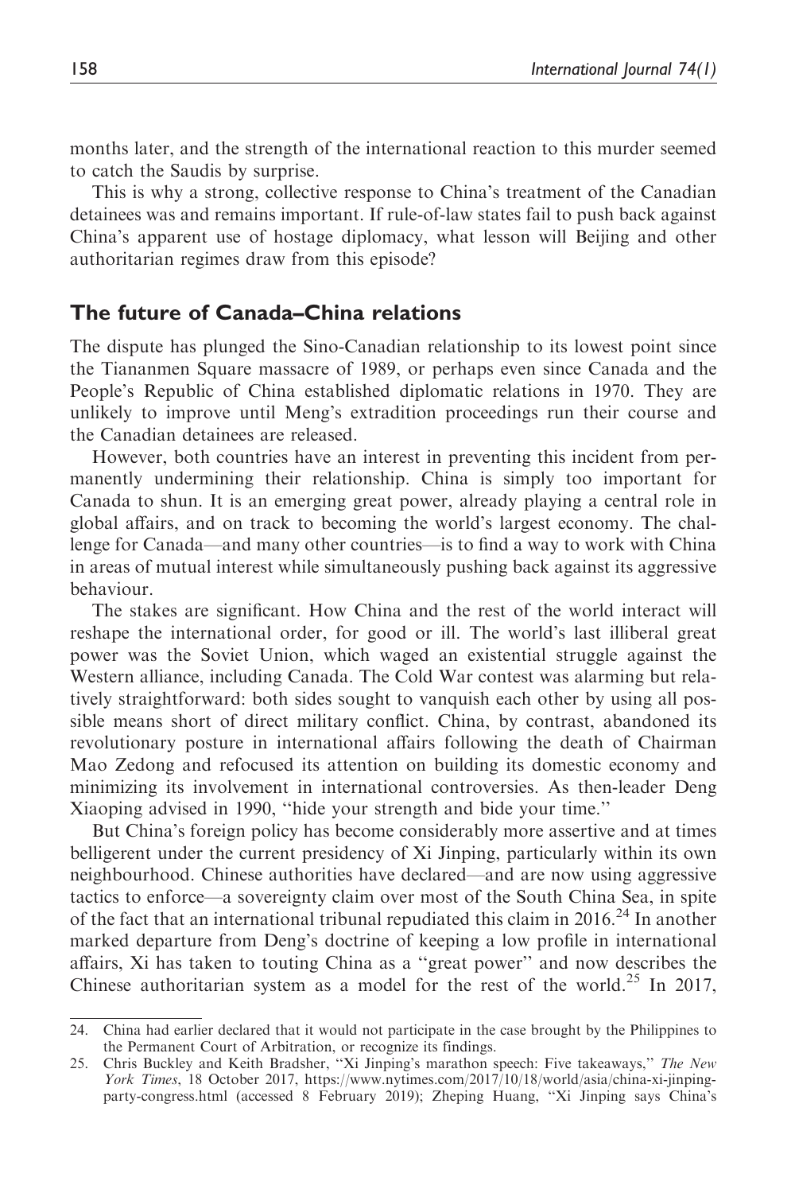months later, and the strength of the international reaction to this murder seemed to catch the Saudis by surprise.

This is why a strong, collective response to China's treatment of the Canadian detainees was and remains important. If rule-of-law states fail to push back against China's apparent use of hostage diplomacy, what lesson will Beijing and other authoritarian regimes draw from this episode?

## The future of Canada–China relations

The dispute has plunged the Sino-Canadian relationship to its lowest point since the Tiananmen Square massacre of 1989, or perhaps even since Canada and the People's Republic of China established diplomatic relations in 1970. They are unlikely to improve until Meng's extradition proceedings run their course and the Canadian detainees are released.

However, both countries have an interest in preventing this incident from permanently undermining their relationship. China is simply too important for Canada to shun. It is an emerging great power, already playing a central role in global affairs, and on track to becoming the world's largest economy. The challenge for Canada—and many other countries—is to find a way to work with China in areas of mutual interest while simultaneously pushing back against its aggressive behaviour.

The stakes are significant. How China and the rest of the world interact will reshape the international order, for good or ill. The world's last illiberal great power was the Soviet Union, which waged an existential struggle against the Western alliance, including Canada. The Cold War contest was alarming but relatively straightforward: both sides sought to vanquish each other by using all possible means short of direct military conflict. China, by contrast, abandoned its revolutionary posture in international affairs following the death of Chairman Mao Zedong and refocused its attention on building its domestic economy and minimizing its involvement in international controversies. As then-leader Deng Xiaoping advised in 1990, "hide your strength and bide your time."

But China's foreign policy has become considerably more assertive and at times belligerent under the current presidency of Xi Jinping, particularly within its own neighbourhood. Chinese authorities have declared—and are now using aggressive tactics to enforce—a sovereignty claim over most of the South China Sea, in spite of the fact that an international tribunal repudiated this claim in 2016.[24] In another marked departure from Deng's doctrine of keeping a low profile in international affairs, Xi has taken to touting China as a "great power" and now describes the Chinese authoritarian system as a model for the rest of the world.[25] In 2017,

---

24. China had earlier declared that it would not participate in the case brought by the Philippines to the Permanent Court of Arbitration, or recognize its findings.

25. Chris Buckley and Keith Bradsher, "Xi Jinping's marathon speech: Five takeaways," *The New York Times*, 18 October 2017, https://www.nytimes.com/2017/10/18/world/asia/china-xi-jinping-party-congress.html (accessed 8 February 2019); Zheping Huang, "Xi Jinping says China's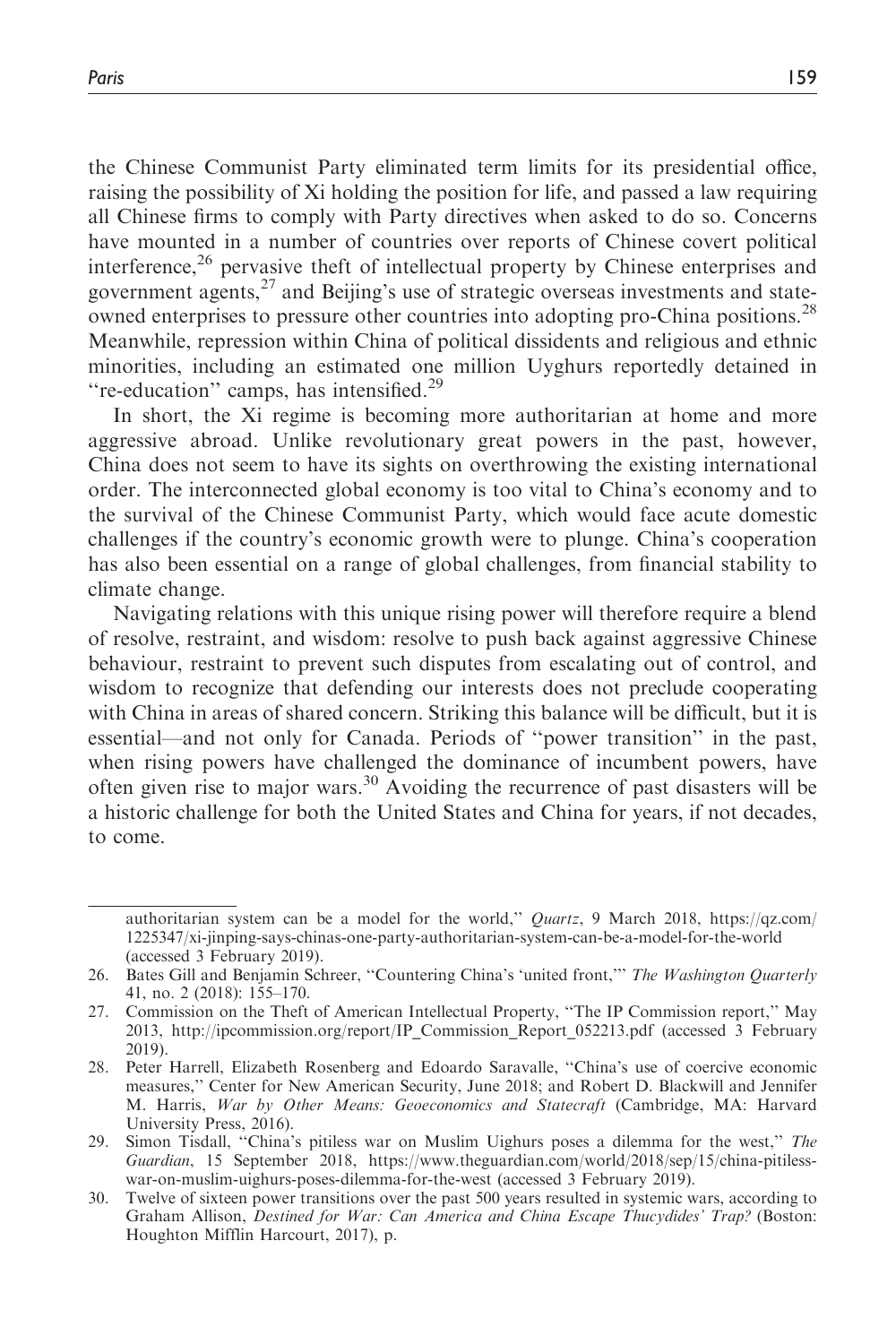the Chinese Communist Party eliminated term limits for its presidential office, raising the possibility of Xi holding the position for life, and passed a law requiring all Chinese firms to comply with Party directives when asked to do so. Concerns have mounted in a number of countries over reports of Chinese covert political interference,[26] pervasive theft of intellectual property by Chinese enterprises and government agents,[27] and Beijing's use of strategic overseas investments and state-owned enterprises to pressure other countries into adopting pro-China positions.[28] Meanwhile, repression within China of political dissidents and religious and ethnic minorities, including an estimated one million Uyghurs reportedly detained in "re-education" camps, has intensified.[29]

In short, the Xi regime is becoming more authoritarian at home and more aggressive abroad. Unlike revolutionary great powers in the past, however, China does not seem to have its sights on overthrowing the existing international order. The interconnected global economy is too vital to China's economy and to the survival of the Chinese Communist Party, which would face acute domestic challenges if the country's economic growth were to plunge. China's cooperation has also been essential on a range of global challenges, from financial stability to climate change.

Navigating relations with this unique rising power will therefore require a blend of resolve, restraint, and wisdom: resolve to push back against aggressive Chinese behaviour, restraint to prevent such disputes from escalating out of control, and wisdom to recognize that defending our interests does not preclude cooperating with China in areas of shared concern. Striking this balance will be difficult, but it is essential—and not only for Canada. Periods of "power transition" in the past, when rising powers have challenged the dominance of incumbent powers, have often given rise to major wars.[30] Avoiding the recurrence of past disasters will be a historic challenge for both the United States and China for years, if not decades, to come.

---

authoritarian system can be a model for the world," *Quartz*, 9 March 2018, https://qz.com/1225347/xi-jinping-says-chinas-one-party-authoritarian-system-can-be-a-model-for-the-world (accessed 3 February 2019).

26. Bates Gill and Benjamin Schreer, "Countering China's 'united front,'" *The Washington Quarterly* 41, no. 2 (2018): 155–170.
27. Commission on the Theft of American Intellectual Property, "The IP Commission report," May 2013, http://ipcommission.org/report/IP_Commission_Report_052213.pdf (accessed 3 February 2019).
28. Peter Harrell, Elizabeth Rosenberg and Edoardo Saravalle, "China's use of coercive economic measures," Center for New American Security, June 2018; and Robert D. Blackwill and Jennifer M. Harris, *War by Other Means: Geoeconomics and Statecraft* (Cambridge, MA: Harvard University Press, 2016).
29. Simon Tisdall, "China's pitiless war on Muslim Uighurs poses a dilemma for the west," *The Guardian*, 15 September 2018, https://www.theguardian.com/world/2018/sep/15/china-pitiless-war-on-muslim-uighurs-poses-dilemma-for-the-west (accessed 3 February 2019).
30. Twelve of sixteen power transitions over the past 500 years resulted in systemic wars, according to Graham Allison, *Destined for War: Can America and China Escape Thucydides' Trap?* (Boston: Houghton Mifflin Harcourt, 2017), p.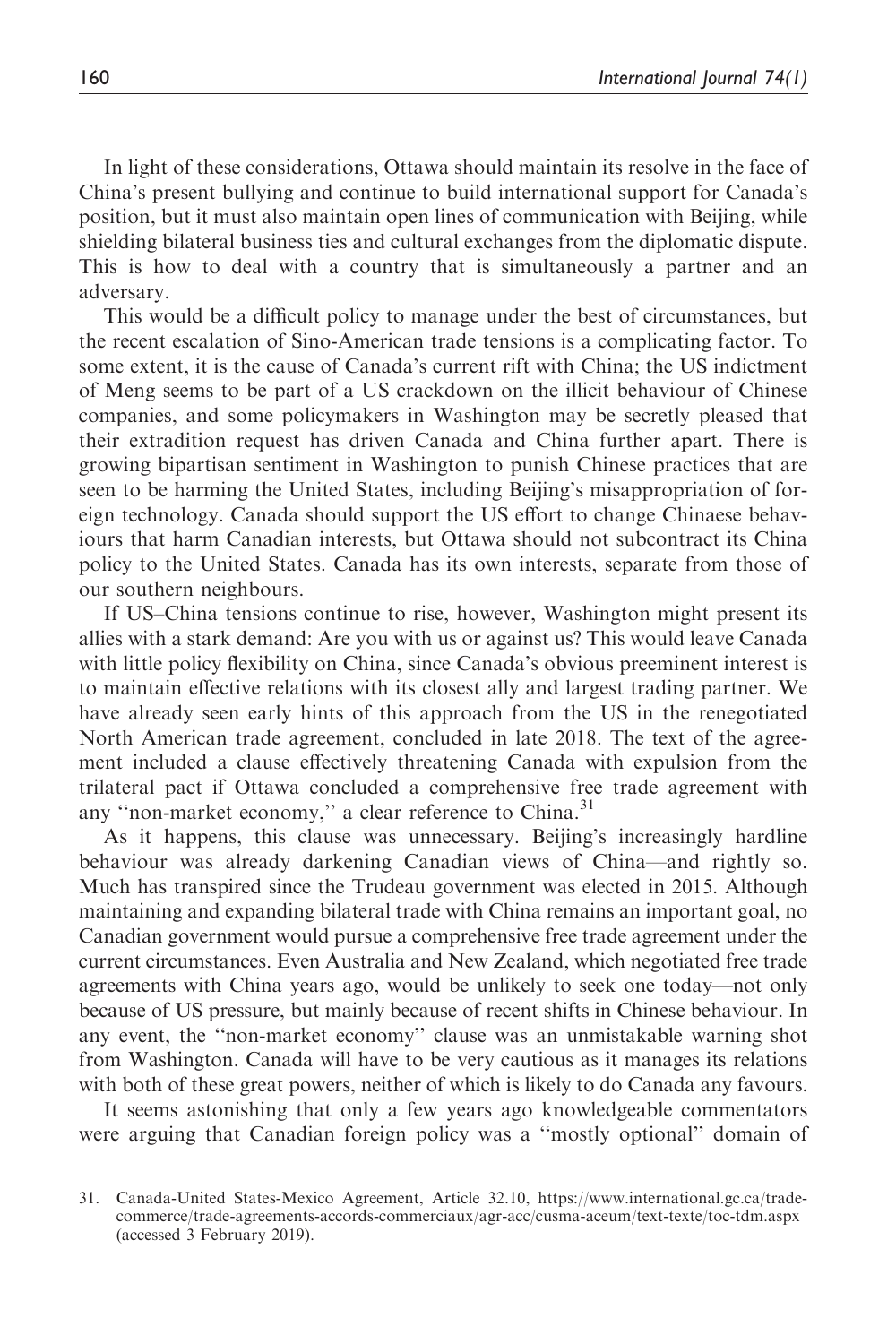In light of these considerations, Ottawa should maintain its resolve in the face of China's present bullying and continue to build international support for Canada's position, but it must also maintain open lines of communication with Beijing, while shielding bilateral business ties and cultural exchanges from the diplomatic dispute. This is how to deal with a country that is simultaneously a partner and an adversary.

This would be a difficult policy to manage under the best of circumstances, but the recent escalation of Sino-American trade tensions is a complicating factor. To some extent, it is the cause of Canada's current rift with China; the US indictment of Meng seems to be part of a US crackdown on the illicit behaviour of Chinese companies, and some policymakers in Washington may be secretly pleased that their extradition request has driven Canada and China further apart. There is growing bipartisan sentiment in Washington to punish Chinese practices that are seen to be harming the United States, including Beijing's misappropriation of foreign technology. Canada should support the US effort to change Chinaese behaviours that harm Canadian interests, but Ottawa should not subcontract its China policy to the United States. Canada has its own interests, separate from those of our southern neighbours.

If US–China tensions continue to rise, however, Washington might present its allies with a stark demand: Are you with us or against us? This would leave Canada with little policy flexibility on China, since Canada's obvious preeminent interest is to maintain effective relations with its closest ally and largest trading partner. We have already seen early hints of this approach from the US in the renegotiated North American trade agreement, concluded in late 2018. The text of the agreement included a clause effectively threatening Canada with expulsion from the trilateral pact if Ottawa concluded a comprehensive free trade agreement with any "non-market economy," a clear reference to China.[31]

As it happens, this clause was unnecessary. Beijing's increasingly hardline behaviour was already darkening Canadian views of China—and rightly so. Much has transpired since the Trudeau government was elected in 2015. Although maintaining and expanding bilateral trade with China remains an important goal, no Canadian government would pursue a comprehensive free trade agreement under the current circumstances. Even Australia and New Zealand, which negotiated free trade agreements with China years ago, would be unlikely to seek one today—not only because of US pressure, but mainly because of recent shifts in Chinese behaviour. In any event, the "non-market economy" clause was an unmistakable warning shot from Washington. Canada will have to be very cautious as it manages its relations with both of these great powers, neither of which is likely to do Canada any favours.

It seems astonishing that only a few years ago knowledgeable commentators were arguing that Canadian foreign policy was a "mostly optional" domain of

31. Canada-United States-Mexico Agreement, Article 32.10, https://www.international.gc.ca/trade-commerce/trade-agreements-accords-commerciaux/agr-acc/cusma-aceum/text-texte/toc-tdm.aspx (accessed 3 February 2019).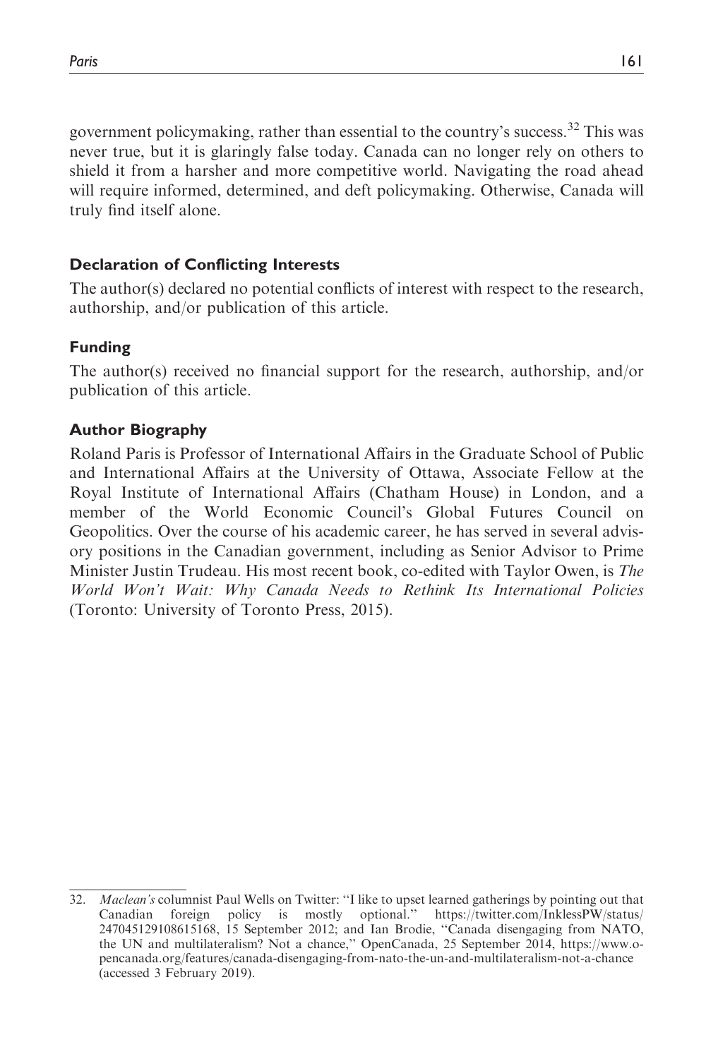government policymaking, rather than essential to the country's success.[32] This was never true, but it is glaringly false today. Canada can no longer rely on others to shield it from a harsher and more competitive world. Navigating the road ahead will require informed, determined, and deft policymaking. Otherwise, Canada will truly find itself alone.

### Declaration of Conflicting Interests

The author(s) declared no potential conflicts of interest with respect to the research, authorship, and/or publication of this article.

### Funding

The author(s) received no financial support for the research, authorship, and/or publication of this article.

### Author Biography

Roland Paris is Professor of International Affairs in the Graduate School of Public and International Affairs at the University of Ottawa, Associate Fellow at the Royal Institute of International Affairs (Chatham House) in London, and a member of the World Economic Council's Global Futures Council on Geopolitics. Over the course of his academic career, he has served in several advisory positions in the Canadian government, including as Senior Advisor to Prime Minister Justin Trudeau. His most recent book, co-edited with Taylor Owen, is *The World Won't Wait: Why Canada Needs to Rethink Its International Policies* (Toronto: University of Toronto Press, 2015).

---

32. *Maclean's* columnist Paul Wells on Twitter: "I like to upset learned gatherings by pointing out that Canadian foreign policy is mostly optional." https://twitter.com/InklessPW/status/247045129108615168, 15 September 2012; and Ian Brodie, "Canada disengaging from NATO, the UN and multilateralism? Not a chance," OpenCanada, 25 September 2014, https://www.opencanada.org/features/canada-disengaging-from-nato-the-un-and-multilateralism-not-a-chance (accessed 3 February 2019).